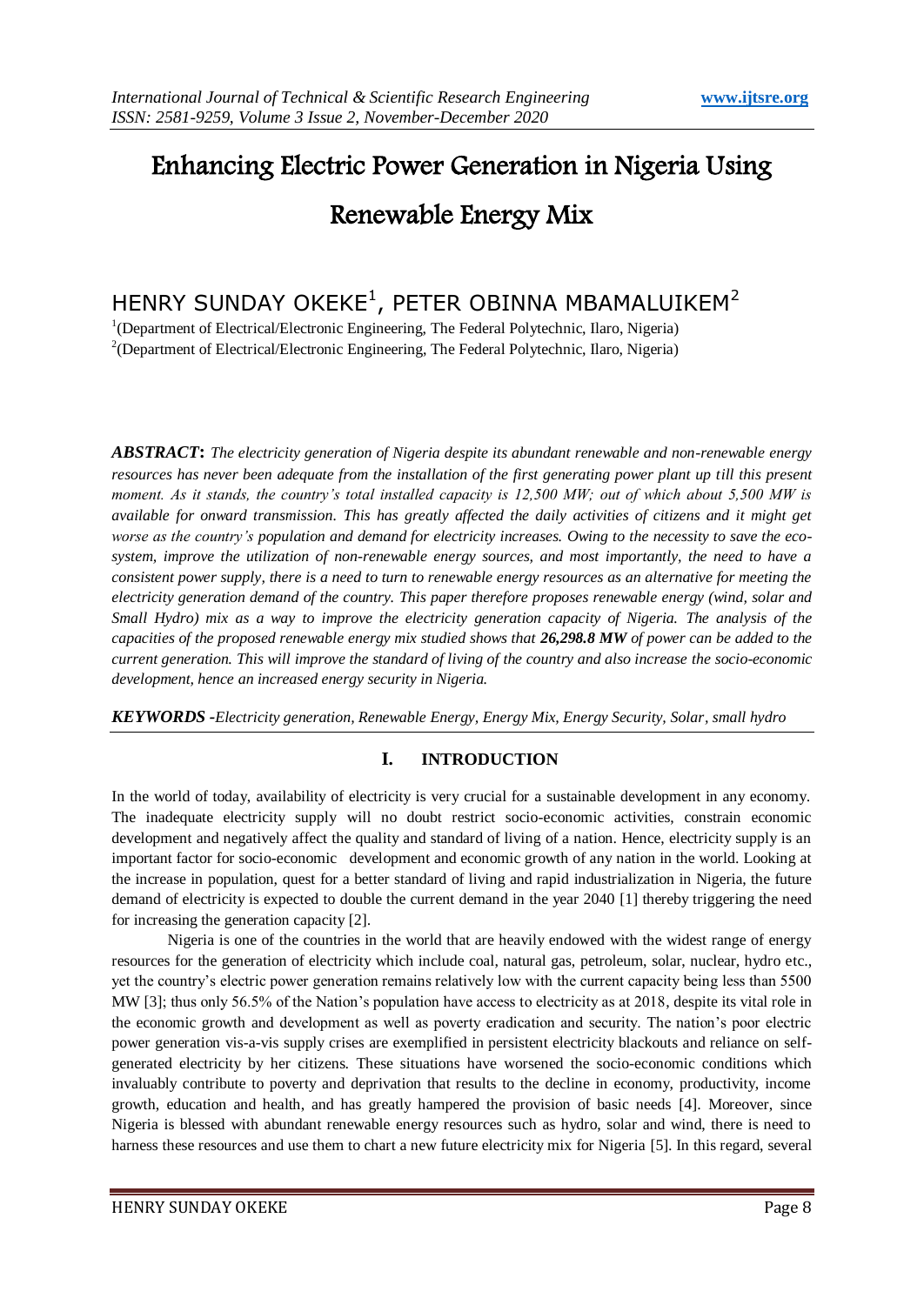# Enhancing Electric Power Generation in Nigeria Using Renewable Energy Mix

HENRY SUNDAY OKEKE[1], PETER OBINNA MBAMALUIKEM[2]

[1](Department of Electrical/Electronic Engineering, The Federal Polytechnic, Ilaro, Nigeria)
[2](Department of Electrical/Electronic Engineering, The Federal Polytechnic, Ilaro, Nigeria)

***ABSTRACT*:** *The electricity generation of Nigeria despite its abundant renewable and non-renewable energy resources has never been adequate from the installation of the first generating power plant up till this present moment. As it stands, the country's total installed capacity is 12,500 MW; out of which about 5,500 MW is available for onward transmission. This has greatly affected the daily activities of citizens and it might get worse as the country's population and demand for electricity increases. Owing to the necessity to save the eco-system, improve the utilization of non-renewable energy sources, and most importantly, the need to have a consistent power supply, there is a need to turn to renewable energy resources as an alternative for meeting the electricity generation demand of the country. This paper therefore proposes renewable energy (wind, solar and Small Hydro) mix as a way to improve the electricity generation capacity of Nigeria. The analysis of the capacities of the proposed renewable energy mix studied shows that **26,298.8 MW** of power can be added to the current generation. This will improve the standard of living of the country and also increase the socio-economic development, hence an increased energy security in Nigeria.*

***KEYWORDS -****Electricity generation, Renewable Energy, Energy Mix, Energy Security, Solar, small hydro*

## I. INTRODUCTION

In the world of today, availability of electricity is very crucial for a sustainable development in any economy. The inadequate electricity supply will no doubt restrict socio-economic activities, constrain economic development and negatively affect the quality and standard of living of a nation. Hence, electricity supply is an important factor for socio-economic development and economic growth of any nation in the world. Looking at the increase in population, quest for a better standard of living and rapid industrialization in Nigeria, the future demand of electricity is expected to double the current demand in the year 2040 [1] thereby triggering the need for increasing the generation capacity [2].

Nigeria is one of the countries in the world that are heavily endowed with the widest range of energy resources for the generation of electricity which include coal, natural gas, petroleum, solar, nuclear, hydro etc., yet the country's electric power generation remains relatively low with the current capacity being less than 5500 MW [3]; thus only 56.5% of the Nation's population have access to electricity as at 2018, despite its vital role in the economic growth and development as well as poverty eradication and security. The nation's poor electric power generation vis-a-vis supply crises are exemplified in persistent electricity blackouts and reliance on self-generated electricity by her citizens. These situations have worsened the socio-economic conditions which invaluably contribute to poverty and deprivation that results to the decline in economy, productivity, income growth, education and health, and has greatly hampered the provision of basic needs [4]. Moreover, since Nigeria is blessed with abundant renewable energy resources such as hydro, solar and wind, there is need to harness these resources and use them to chart a new future electricity mix for Nigeria [5]. In this regard, several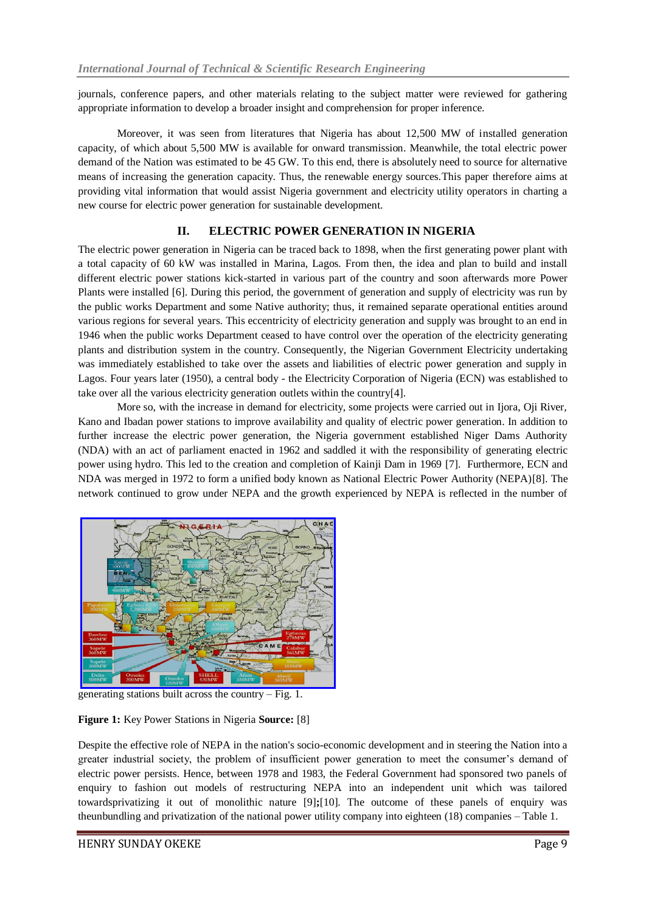journals, conference papers, and other materials relating to the subject matter were reviewed for gathering appropriate information to develop a broader insight and comprehension for proper inference.

Moreover, it was seen from literatures that Nigeria has about 12,500 MW of installed generation capacity, of which about 5,500 MW is available for onward transmission. Meanwhile, the total electric power demand of the Nation was estimated to be 45 GW. To this end, there is absolutely need to source for alternative means of increasing the generation capacity. Thus, the renewable energy sources.This paper therefore aims at providing vital information that would assist Nigeria government and electricity utility operators in charting a new course for electric power generation for sustainable development.

## II. ELECTRIC POWER GENERATION IN NIGERIA

The electric power generation in Nigeria can be traced back to 1898, when the first generating power plant with a total capacity of 60 kW was installed in Marina, Lagos. From then, the idea and plan to build and install different electric power stations kick-started in various part of the country and soon afterwards more Power Plants were installed [6]. During this period, the government of generation and supply of electricity was run by the public works Department and some Native authority; thus, it remained separate operational entities around various regions for several years. This eccentricity of electricity generation and supply was brought to an end in 1946 when the public works Department ceased to have control over the operation of the electricity generating plants and distribution system in the country. Consequently, the Nigerian Government Electricity undertaking was immediately established to take over the assets and liabilities of electric power generation and supply in Lagos. Four years later (1950), a central body - the Electricity Corporation of Nigeria (ECN) was established to take over all the various electricity generation outlets within the country[4].

More so, with the increase in demand for electricity, some projects were carried out in Ijora, Oji River, Kano and Ibadan power stations to improve availability and quality of electric power generation. In addition to further increase the electric power generation, the Nigeria government established Niger Dams Authority (NDA) with an act of parliament enacted in 1962 and saddled it with the responsibility of generating electric power using hydro. This led to the creation and completion of Kainji Dam in 1969 [7]. Furthermore, ECN and NDA was merged in 1972 to form a unified body known as National Electric Power Authority (NEPA)[8]. The network continued to grow under NEPA and the growth experienced by NEPA is reflected in the number of generating stations built across the country – Fig. 1.

**Figure 1:** Key Power Stations in Nigeria **Source:** [8]

Despite the effective role of NEPA in the nation's socio-economic development and in steering the Nation into a greater industrial society, the problem of insufficient power generation to meet the consumer's demand of electric power persists. Hence, between 1978 and 1983, the Federal Government had sponsored two panels of enquiry to fashion out models of restructuring NEPA into an independent unit which was tailored towardsprivatizing it out of monolithic nature [9];[10]. The outcome of these panels of enquiry was theunbundling and privatization of the national power utility company into eighteen (18) companies – Table 1.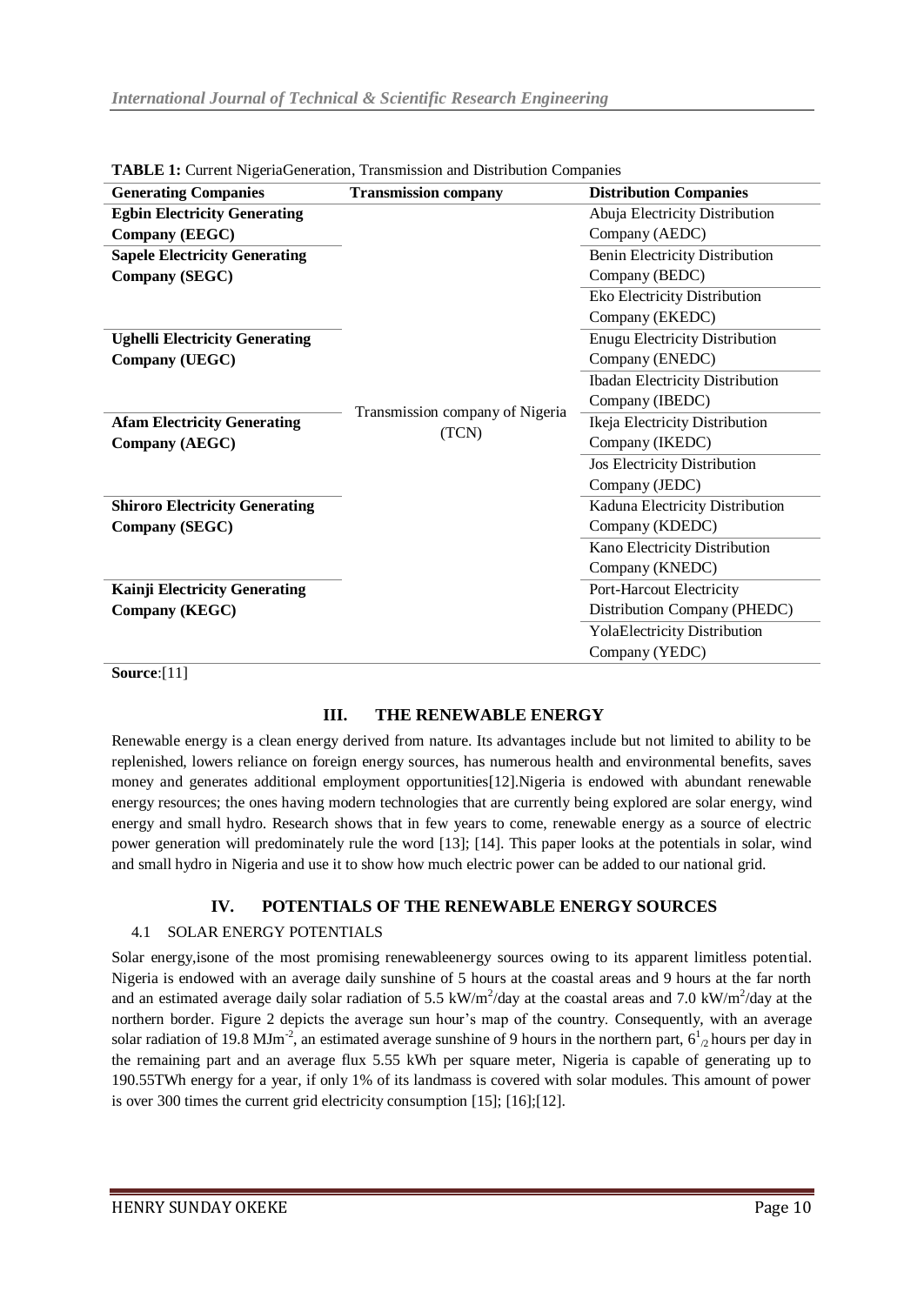**TABLE 1:** Current NigeriaGeneration, Transmission and Distribution Companies

| Generating Companies | Transmission company | Distribution Companies |
|---|---|---|
| **Egbin Electricity Generating Company (EEGC)** | Transmission company of Nigeria (TCN) | Abuja Electricity Distribution Company (AEDC) |
| **Sapele Electricity Generating Company (SEGC)** | | Benin Electricity Distribution Company (BEDC) |
| | | Eko Electricity Distribution Company (EKEDC) |
| **Ughelli Electricity Generating Company (UEGC)** | | Enugu Electricity Distribution Company (ENEDC) |
| | | Ibadan Electricity Distribution Company (IBEDC) |
| **Afam Electricity Generating Company (AEGC)** | | Ikeja Electricity Distribution Company (IKEDC) |
| | | Jos Electricity Distribution Company (JEDC) |
| **Shiroro Electricity Generating Company (SEGC)** | | Kaduna Electricity Distribution Company (KDEDC) |
| | | Kano Electricity Distribution Company (KNEDC) |
| **Kainji Electricity Generating Company (KEGC)** | | Port-Harcout Electricity Distribution Company (PHEDC) |
| | | YolaElectricity Distribution Company (YEDC) |

**Source**:[11]

## III. THE RENEWABLE ENERGY

Renewable energy is a clean energy derived from nature. Its advantages include but not limited to ability to be replenished, lowers reliance on foreign energy sources, has numerous health and environmental benefits, saves money and generates additional employment opportunities[12].Nigeria is endowed with abundant renewable energy resources; the ones having modern technologies that are currently being explored are solar energy, wind energy and small hydro. Research shows that in few years to come, renewable energy as a source of electric power generation will predominately rule the word [13]; [14]. This paper looks at the potentials in solar, wind and small hydro in Nigeria and use it to show how much electric power can be added to our national grid.

## IV. POTENTIALS OF THE RENEWABLE ENERGY SOURCES

### 4.1 SOLAR ENERGY POTENTIALS

Solar energy,isone of the most promising renewableenergy sources owing to its apparent limitless potential. Nigeria is endowed with an average daily sunshine of 5 hours at the coastal areas and 9 hours at the far north and an estimated average daily solar radiation of 5.5 $kW/m^2$/day at the coastal areas and 7.0 $kW/m^2$/day at the northern border. Figure 2 depicts the average sun hour's map of the country. Consequently, with an average solar radiation of 19.8 $MJm^{-2}$, an estimated average sunshine of 9 hours in the northern part, $6^1{}_{/2}$ hours per day in the remaining part and an average flux 5.55 kWh per square meter, Nigeria is capable of generating up to 190.55TWh energy for a year, if only 1% of its landmass is covered with solar modules. This amount of power is over 300 times the current grid electricity consumption [15]; [16];[12].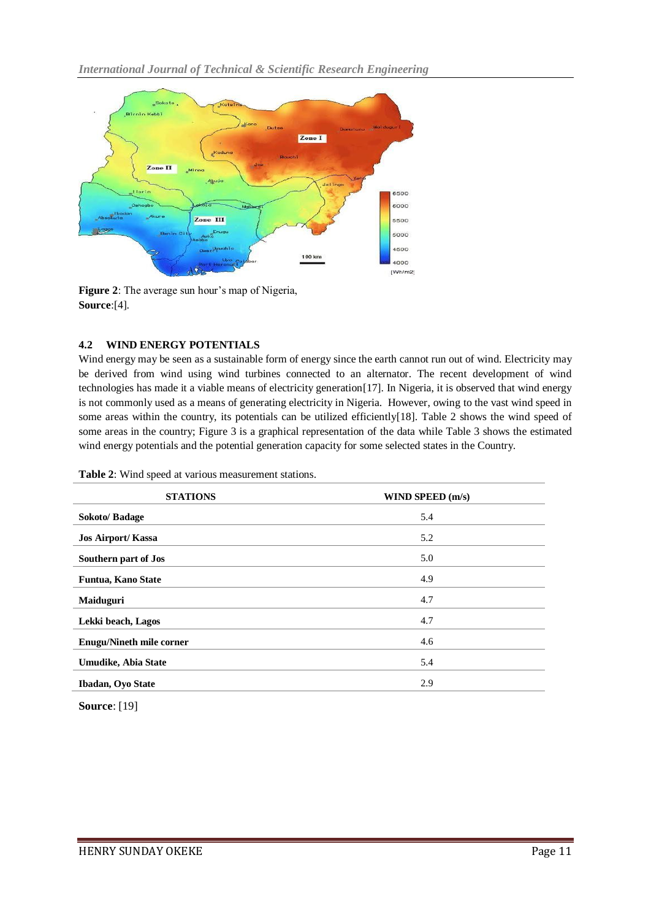**Figure 2**: The average sun hour's map of Nigeria,
**Source**:[4].

### 4.2 WIND ENERGY POTENTIALS

Wind energy may be seen as a sustainable form of energy since the earth cannot run out of wind. Electricity may be derived from wind using wind turbines connected to an alternator. The recent development of wind technologies has made it a viable means of electricity generation[17]. In Nigeria, it is observed that wind energy is not commonly used as a means of generating electricity in Nigeria. However, owing to the vast wind speed in some areas within the country, its potentials can be utilized efficiently[18]. Table 2 shows the wind speed of some areas in the country; Figure 3 is a graphical representation of the data while Table 3 shows the estimated wind energy potentials and the potential generation capacity for some selected states in the Country.

**Table 2**: Wind speed at various measurement stations.

| STATIONS | WIND SPEED (m/s) |
|---|---|
| **Sokoto/ Badage** | 5.4 |
| **Jos Airport/ Kassa** | 5.2 |
| **Southern part of Jos** | 5.0 |
| **Funtua, Kano State** | 4.9 |
| **Maiduguri** | 4.7 |
| **Lekki beach, Lagos** | 4.7 |
| **Enugu/Nineth mile corner** | 4.6 |
| **Umudike, Abia State** | 5.4 |
| **Ibadan, Oyo State** | 2.9 |

**Source**: [19]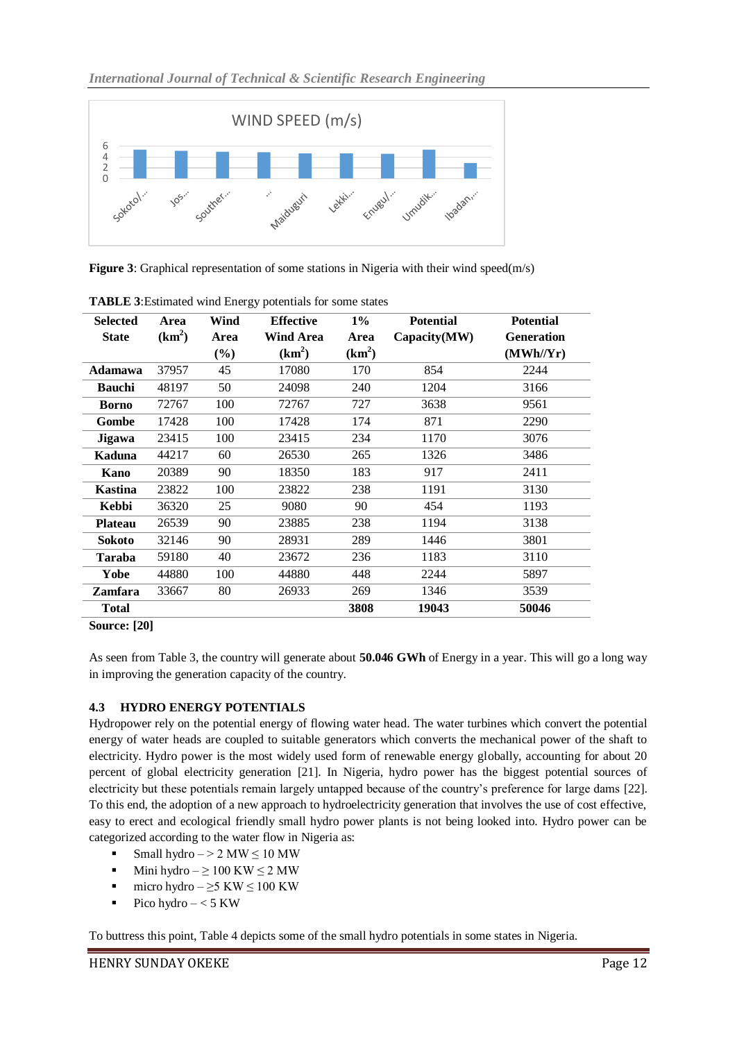**Figure 3**: Graphical representation of some stations in Nigeria with their wind speed(m/s)

**TABLE 3**:Estimated wind Energy potentials for some states

| Selected State | Area ($km^2$) | Wind Area (%) | Effective Wind Area ($km^2$) | 1% Area ($km^2$) | Potential Capacity(MW) | Potential Generation (MWh//Yr) |
|---|---|---|---|---|---|---|
| **Adamawa** | 37957 | 45 | 17080 | 170 | 854 | 2244 |
| **Bauchi** | 48197 | 50 | 24098 | 240 | 1204 | 3166 |
| **Borno** | 72767 | 100 | 72767 | 727 | 3638 | 9561 |
| **Gombe** | 17428 | 100 | 17428 | 174 | 871 | 2290 |
| **Jigawa** | 23415 | 100 | 23415 | 234 | 1170 | 3076 |
| **Kaduna** | 44217 | 60 | 26530 | 265 | 1326 | 3486 |
| **Kano** | 20389 | 90 | 18350 | 183 | 917 | 2411 |
| **Kastina** | 23822 | 100 | 23822 | 238 | 1191 | 3130 |
| **Kebbi** | 36320 | 25 | 9080 | 90 | 454 | 1193 |
| **Plateau** | 26539 | 90 | 23885 | 238 | 1194 | 3138 |
| **Sokoto** | 32146 | 90 | 28931 | 289 | 1446 | 3801 |
| **Taraba** | 59180 | 40 | 23672 | 236 | 1183 | 3110 |
| **Yobe** | 44880 | 100 | 44880 | 448 | 2244 | 5897 |
| **Zamfara** | 33667 | 80 | 26933 | 269 | 1346 | 3539 |
| **Total** | | | | **3808** | **19043** | **50046** |

**Source: [20]**

As seen from Table 3, the country will generate about **50.046 GWh** of Energy in a year. This will go a long way in improving the generation capacity of the country.

### 4.3 HYDRO ENERGY POTENTIALS

Hydropower rely on the potential energy of flowing water head. The water turbines which convert the potential energy of water heads are coupled to suitable generators which converts the mechanical power of the shaft to electricity. Hydro power is the most widely used form of renewable energy globally, accounting for about 20 percent of global electricity generation [21]. In Nigeria, hydro power has the biggest potential sources of electricity but these potentials remain largely untapped because of the country's preference for large dams [22]. To this end, the adoption of a new approach to hydroelectricity generation that involves the use of cost effective, easy to erect and ecological friendly small hydro power plants is not being looked into. Hydro power can be categorized according to the water flow in Nigeria as:

- Small hydro – > 2 MW ≤ 10 MW
- Mini hydro – ≥ 100 KW ≤ 2 MW
- micro hydro – ≥5 KW ≤ 100 KW
- Pico hydro – < 5 KW

To buttress this point, Table 4 depicts some of the small hydro potentials in some states in Nigeria.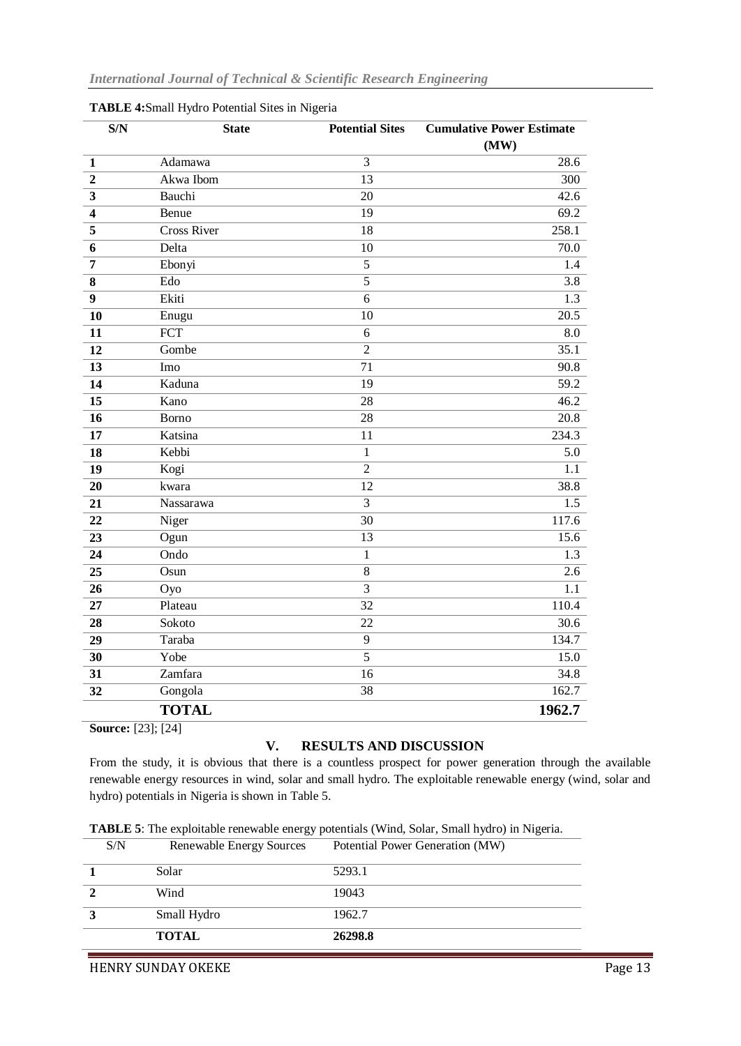**TABLE 4:** Small Hydro Potential Sites in Nigeria

| S/N | State | Potential Sites | Cumulative Power Estimate (MW) |
|---|---|---|---|
| **1** | Adamawa | 3 | 28.6 |
| **2** | Akwa Ibom | 13 | 300 |
| **3** | Bauchi | 20 | 42.6 |
| **4** | Benue | 19 | 69.2 |
| **5** | Cross River | 18 | 258.1 |
| **6** | Delta | 10 | 70.0 |
| **7** | Ebonyi | 5 | 1.4 |
| **8** | Edo | 5 | 3.8 |
| **9** | Ekiti | 6 | 1.3 |
| **10** | Enugu | 10 | 20.5 |
| **11** | FCT | 6 | 8.0 |
| **12** | Gombe | 2 | 35.1 |
| **13** | Imo | 71 | 90.8 |
| **14** | Kaduna | 19 | 59.2 |
| **15** | Kano | 28 | 46.2 |
| **16** | Borno | 28 | 20.8 |
| **17** | Katsina | 11 | 234.3 |
| **18** | Kebbi | 1 | 5.0 |
| **19** | Kogi | 2 | 1.1 |
| **20** | kwara | 12 | 38.8 |
| **21** | Nassarawa | 3 | 1.5 |
| **22** | Niger | 30 | 117.6 |
| **23** | Ogun | 13 | 15.6 |
| **24** | Ondo | 1 | 1.3 |
| **25** | Osun | 8 | 2.6 |
| **26** | Oyo | 3 | 1.1 |
| **27** | Plateau | 32 | 110.4 |
| **28** | Sokoto | 22 | 30.6 |
| **29** | Taraba | 9 | 134.7 |
| **30** | Yobe | 5 | 15.0 |
| **31** | Zamfara | 16 | 34.8 |
| **32** | Gongola | 38 | 162.7 |
| | **TOTAL** | | **1962.7** |

**Source:** [23]; [24]

## V. RESULTS AND DISCUSSION

From the study, it is obvious that there is a countless prospect for power generation through the available renewable energy resources in wind, solar and small hydro. The exploitable renewable energy (wind, solar and hydro) potentials in Nigeria is shown in Table 5.

**TABLE 5**: The exploitable renewable energy potentials (Wind, Solar, Small hydro) in Nigeria.

| S/N | Renewable Energy Sources | Potential Power Generation (MW) |
|---|---|---|
| **1** | Solar | 5293.1 |
| **2** | Wind | 19043 |
| **3** | Small Hydro | 1962.7 |
| | **TOTAL** | **26298.8** |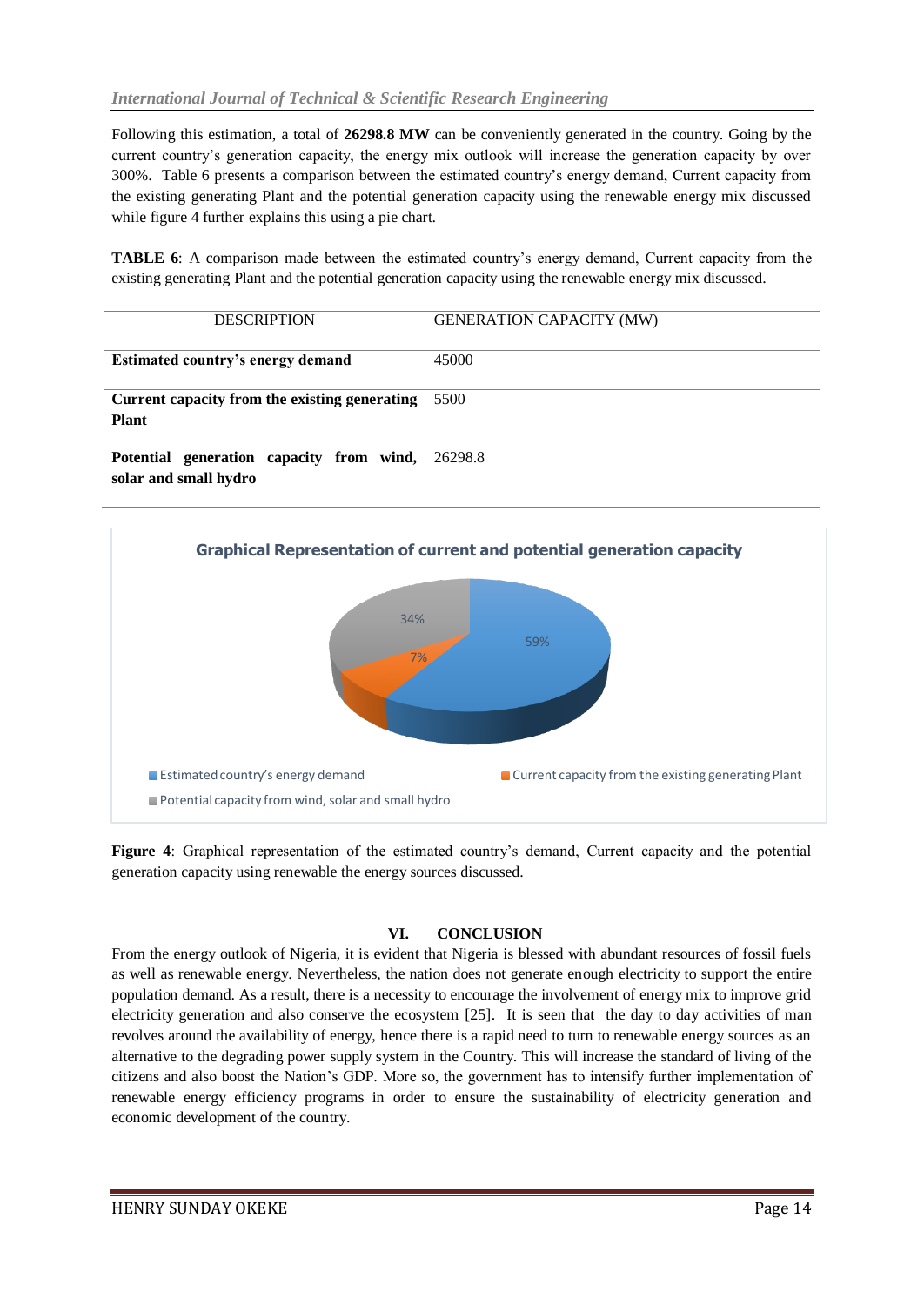Following this estimation, a total of **26298.8 MW** can be conveniently generated in the country. Going by the current country's generation capacity, the energy mix outlook will increase the generation capacity by over 300%. Table 6 presents a comparison between the estimated country's energy demand, Current capacity from the existing generating Plant and the potential generation capacity using the renewable energy mix discussed while figure 4 further explains this using a pie chart.

**TABLE 6**: A comparison made between the estimated country's energy demand, Current capacity from the existing generating Plant and the potential generation capacity using the renewable energy mix discussed.

| DESCRIPTION | GENERATION CAPACITY (MW) |
|---|---|
| **Estimated country's energy demand** | 45000 |
| **Current capacity from the existing generating Plant** | 5500 |
| **Potential generation capacity from wind, solar and small hydro** | 26298.8 |

**Figure 4**: Graphical representation of the estimated country's demand, Current capacity and the potential generation capacity using renewable the energy sources discussed.

## VI. CONCLUSION

From the energy outlook of Nigeria, it is evident that Nigeria is blessed with abundant resources of fossil fuels as well as renewable energy. Nevertheless, the nation does not generate enough electricity to support the entire population demand. As a result, there is a necessity to encourage the involvement of energy mix to improve grid electricity generation and also conserve the ecosystem [25]. It is seen that the day to day activities of man revolves around the availability of energy, hence there is a rapid need to turn to renewable energy sources as an alternative to the degrading power supply system in the Country. This will increase the standard of living of the citizens and also boost the Nation's GDP. More so, the government has to intensify further implementation of renewable energy efficiency programs in order to ensure the sustainability of electricity generation and economic development of the country.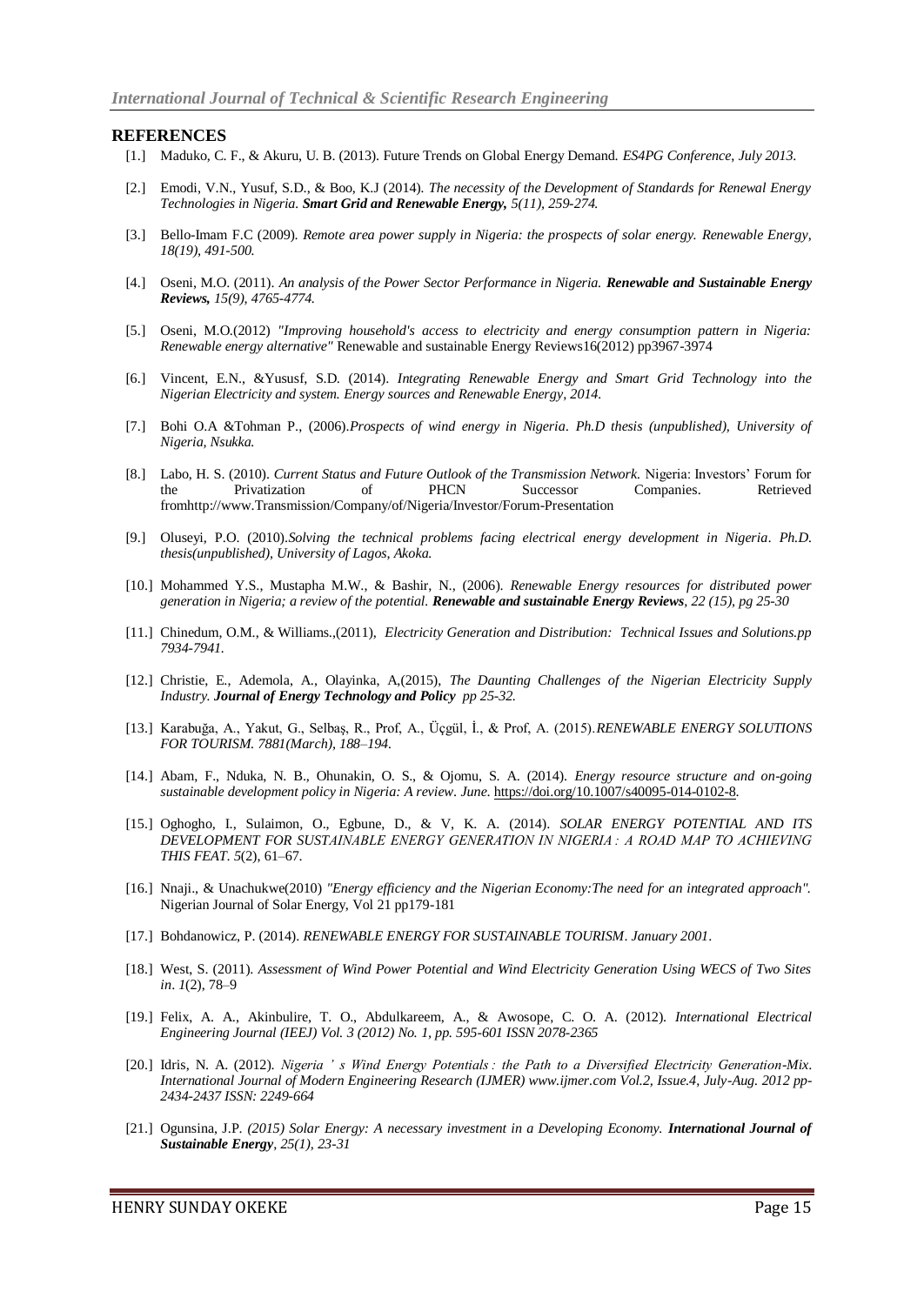## REFERENCES

[1.] Maduko, C. F., & Akuru, U. B. (2013). Future Trends on Global Energy Demand. *ES4PG Conference, July 2013.*

[2.] Emodi, V.N., Yusuf, S.D., & Boo, K.J (2014). *The necessity of the Development of Standards for Renewal Energy Technologies in Nigeria. **Smart Grid and Renewable Energy,** 5(11), 259-274.*

[3.] Bello-Imam F.C (2009). *Remote area power supply in Nigeria: the prospects of solar energy. Renewable Energy, 18(19), 491-500.*

[4.] Oseni, M.O. (2011). *An analysis of the Power Sector Performance in Nigeria. **Renewable and Sustainable Energy Reviews,** 15(9), 4765-4774.*

[5.] Oseni, M.O.(2012) *"Improving household's access to electricity and energy consumption pattern in Nigeria: Renewable energy alternative"* Renewable and sustainable Energy Reviews16(2012) pp3967-3974

[6.] Vincent, E.N., &Yususf, S.D. (2014). *Integrating Renewable Energy and Smart Grid Technology into the Nigerian Electricity and system. Energy sources and Renewable Energy, 2014.*

[7.] Bohi O.A &Tohman P., (2006).*Prospects of wind energy in Nigeria. Ph.D thesis (unpublished), University of Nigeria, Nsukka.*

[8.] Labo, H. S. (2010). *Current Status and Future Outlook of the Transmission Network.* Nigeria: Investors' Forum for the Privatization of PHCN Successor Companies. Retrieved fromhttp://www.Transmission/Company/of/Nigeria/Investor/Forum-Presentation

[9.] Oluseyi, P.O. (2010).*Solving the technical problems facing electrical energy development in Nigeria. Ph.D. thesis(unpublished), University of Lagos, Akoka.*

[10.] Mohammed Y.S., Mustapha M.W., & Bashir, N., (2006). *Renewable Energy resources for distributed power generation in Nigeria; a review of the potential. **Renewable and sustainable Energy Reviews**, 22 (15), pg 25-30*

[11.] Chinedum, O.M., & Williams.,(2011), *Electricity Generation and Distribution: Technical Issues and Solutions.pp 7934-7941.*

[12.] Christie, E., Ademola, A., Olayinka, A,(2015), *The Daunting Challenges of the Nigerian Electricity Supply Industry. **Journal of Energy Technology and Policy** pp 25-32.*

[13.] Karabuğa, A., Yakut, G., Selbaş, R., Prof, A., Üçgül, İ., & Prof, A. (2015).*RENEWABLE ENERGY SOLUTIONS FOR TOURISM. 7881(March), 188–194.*

[14.] Abam, F., Nduka, N. B., Ohunakin, O. S., & Ojomu, S. A. (2014). *Energy resource structure and on-going sustainable development policy in Nigeria: A review. June.* https://doi.org/10.1007/s40095-014-0102-8.

[15.] Oghogho, I., Sulaimon, O., Egbune, D., & V, K. A. (2014). *SOLAR ENERGY POTENTIAL AND ITS DEVELOPMENT FOR SUSTAINABLE ENERGY GENERATION IN NIGERIA : A ROAD MAP TO ACHIEVING THIS FEAT. 5*(2), 61–67.

[16.] Nnaji., & Unachukwe(2010) *"Energy efficiency and the Nigerian Economy:The need for an integrated approach".* Nigerian Journal of Solar Energy, Vol 21 pp179-181

[17.] Bohdanowicz, P. (2014). *RENEWABLE ENERGY FOR SUSTAINABLE TOURISM. January 2001.*

[18.] West, S. (2011). *Assessment of Wind Power Potential and Wind Electricity Generation Using WECS of Two Sites in. 1*(2), 78–9

[19.] Felix, A. A., Akinbulire, T. O., Abdulkareem, A., & Awosope, C. O. A. (2012). *International Electrical Engineering Journal (IEEJ) Vol. 3 (2012) No. 1, pp. 595-601 ISSN 2078-2365*

[20.] Idris, N. A. (2012). *Nigeria ' s Wind Energy Potentials : the Path to a Diversified Electricity Generation-Mix. International Journal of Modern Engineering Research (IJMER) www.ijmer.com Vol.2, Issue.4, July-Aug. 2012 pp-2434-2437 ISSN: 2249-664*

[21.] Ogunsina, J.P. *(2015) Solar Energy: A necessary investment in a Developing Economy. **International Journal of Sustainable Energy**, 25(1), 23-31*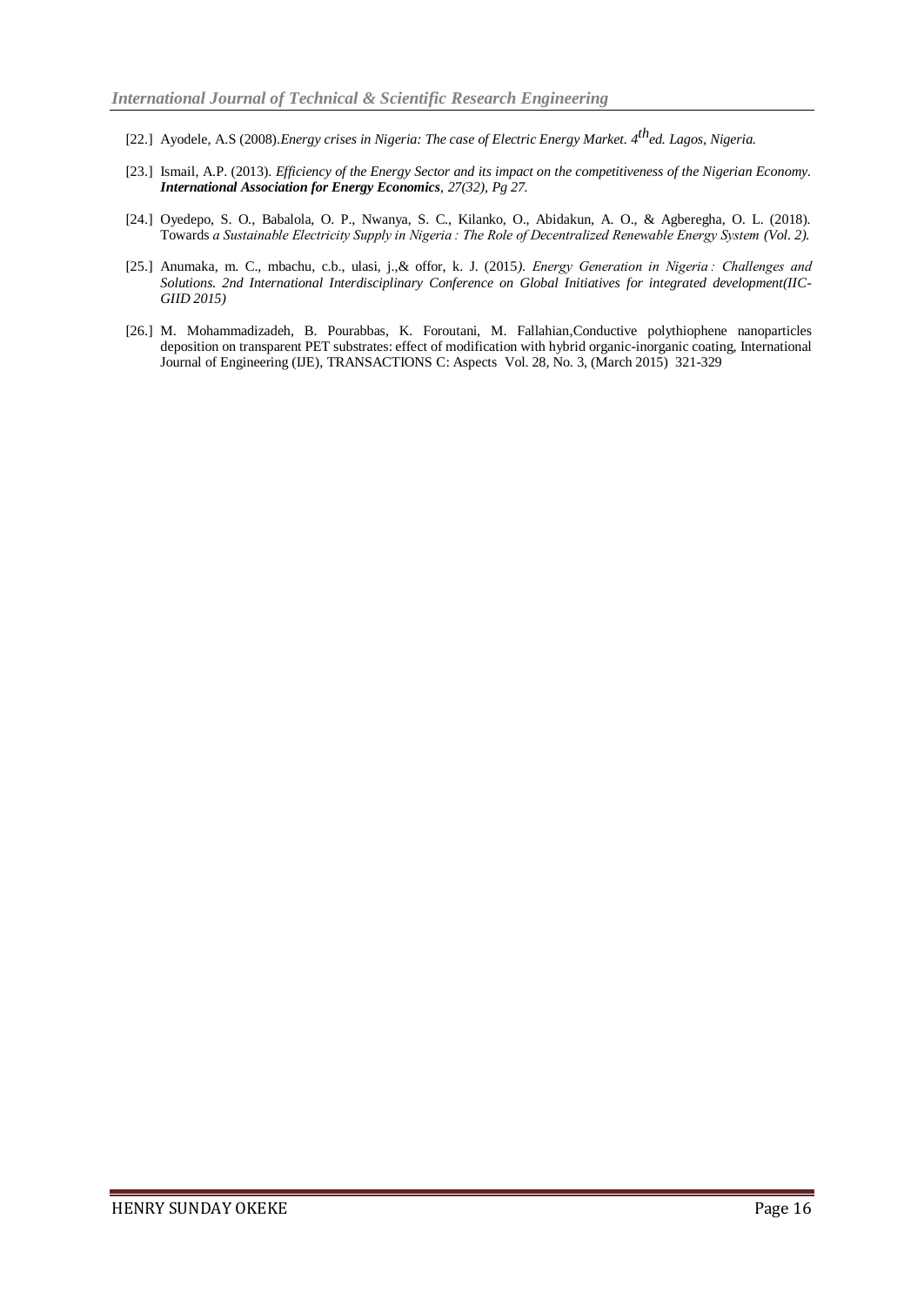[22.] Ayodele, A.S (2008).*Energy crises in Nigeria: The case of Electric Energy Market. 4th ed. Lagos, Nigeria.*

[23.] Ismail, A.P. (2013). *Efficiency of the Energy Sector and its impact on the competitiveness of the Nigerian Economy.* ***International Association for Energy Economics**, 27(32), Pg 27.*

[24.] Oyedepo, S. O., Babalola, O. P., Nwanya, S. C., Kilanko, O., Abidakun, A. O., & Agberegha, O. L. (2018). Towards *a Sustainable Electricity Supply in Nigeria : The Role of Decentralized Renewable Energy System (Vol. 2).*

[25.] Anumaka, m. C., mbachu, c.b., ulasi, j.,& offor, k. J. (2015*). Energy Generation in Nigeria : Challenges and Solutions. 2nd International Interdisciplinary Conference on Global Initiatives for integrated development(IIC-GIID 2015)*

[26.] M. Mohammadizadeh, B. Pourabbas, K. Foroutani, M. Fallahian,Conductive polythiophene nanoparticles deposition on transparent PET substrates: effect of modification with hybrid organic-inorganic coating, International Journal of Engineering (IJE), TRANSACTIONS C: Aspects Vol. 28, No. 3, (March 2015) 321-329